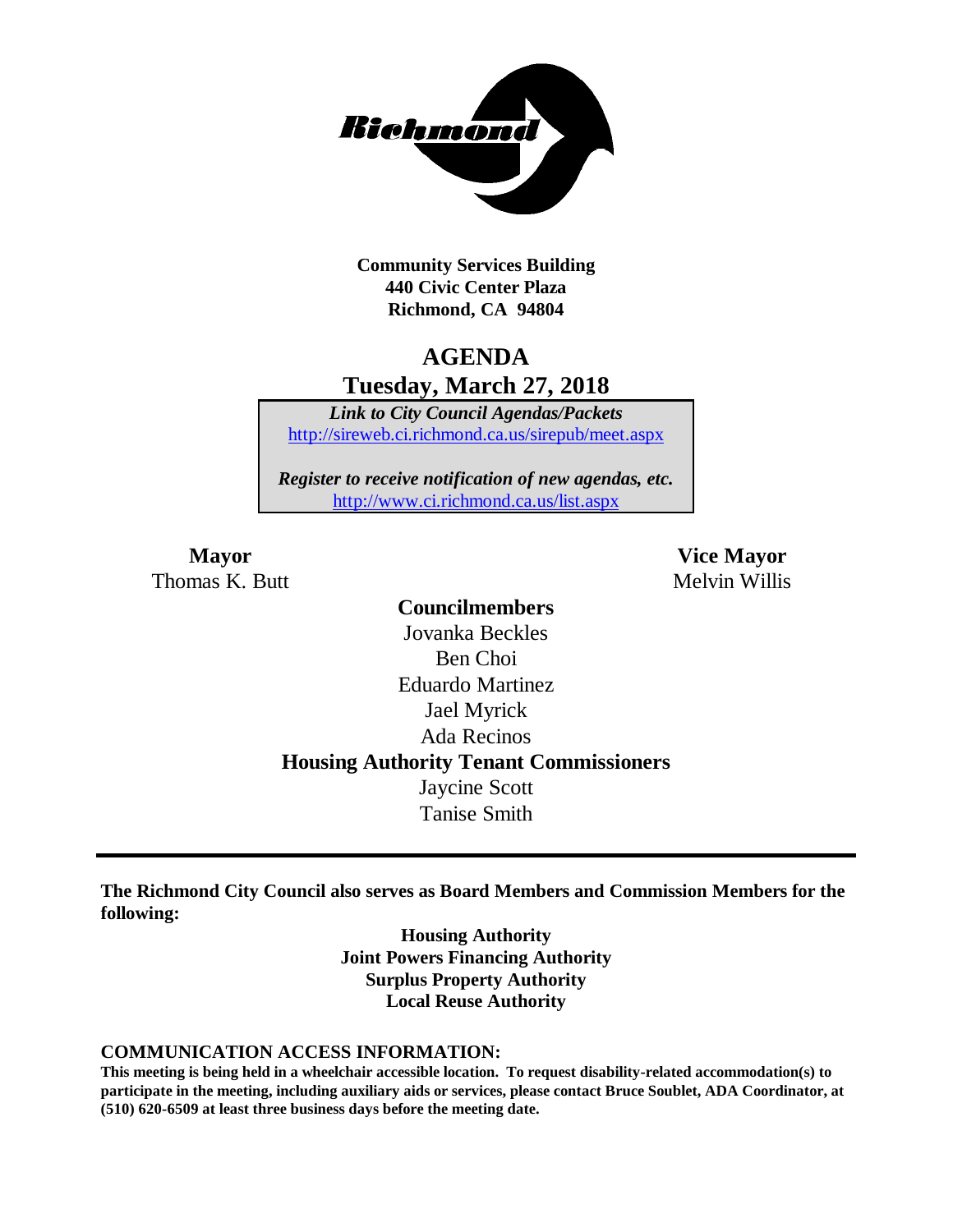**Community Services Building**
**440 Civic Center Plaza**
**Richmond, CA 94804**

# AGENDA
## Tuesday, March 27, 2018

***Link to City Council Agendas/Packets***
http://sireweb.ci.richmond.ca.us/sirepub/meet.aspx

***Register to receive notification of new agendas, etc.***
http://www.ci.richmond.ca.us/list.aspx

**Mayor**
Thomas K. Butt

**Vice Mayor**
Melvin Willis

**Councilmembers**
Jovanka Beckles
Ben Choi
Eduardo Martinez
Jael Myrick
Ada Recinos

**Housing Authority Tenant Commissioners**
Jaycine Scott
Tanise Smith

---

**The Richmond City Council also serves as Board Members and Commission Members for the following:**

**Housing Authority**
**Joint Powers Financing Authority**
**Surplus Property Authority**
**Local Reuse Authority**

**COMMUNICATION ACCESS INFORMATION:**

**This meeting is being held in a wheelchair accessible location. To request disability-related accommodation(s) to participate in the meeting, including auxiliary aids or services, please contact Bruce Soublet, ADA Coordinator, at (510) 620-6509 at least three business days before the meeting date.**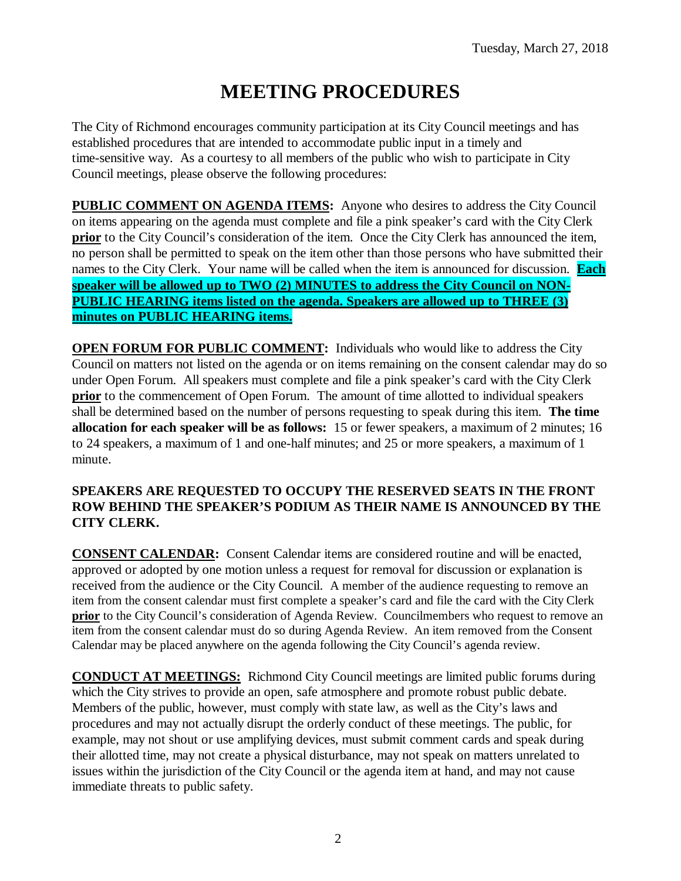Tuesday, March 27, 2018

# MEETING PROCEDURES

The City of Richmond encourages community participation at its City Council meetings and has established procedures that are intended to accommodate public input in a timely and time-sensitive way. As a courtesy to all members of the public who wish to participate in City Council meetings, please observe the following procedures:

**PUBLIC COMMENT ON AGENDA ITEMS:** Anyone who desires to address the City Council on items appearing on the agenda must complete and file a pink speaker's card with the City Clerk **prior** to the City Council's consideration of the item. Once the City Clerk has announced the item, no person shall be permitted to speak on the item other than those persons who have submitted their names to the City Clerk. Your name will be called when the item is announced for discussion. **Each speaker will be allowed up to TWO (2) MINUTES to address the City Council on NON-PUBLIC HEARING items listed on the agenda. Speakers are allowed up to THREE (3) minutes on PUBLIC HEARING items.**

**OPEN FORUM FOR PUBLIC COMMENT:** Individuals who would like to address the City Council on matters not listed on the agenda or on items remaining on the consent calendar may do so under Open Forum. All speakers must complete and file a pink speaker's card with the City Clerk **prior** to the commencement of Open Forum. The amount of time allotted to individual speakers shall be determined based on the number of persons requesting to speak during this item. **The time allocation for each speaker will be as follows:** 15 or fewer speakers, a maximum of 2 minutes; 16 to 24 speakers, a maximum of 1 and one-half minutes; and 25 or more speakers, a maximum of 1 minute.

**SPEAKERS ARE REQUESTED TO OCCUPY THE RESERVED SEATS IN THE FRONT ROW BEHIND THE SPEAKER'S PODIUM AS THEIR NAME IS ANNOUNCED BY THE CITY CLERK.**

**CONSENT CALENDAR:** Consent Calendar items are considered routine and will be enacted, approved or adopted by one motion unless a request for removal for discussion or explanation is received from the audience or the City Council. A member of the audience requesting to remove an item from the consent calendar must first complete a speaker's card and file the card with the City Clerk **prior** to the City Council's consideration of Agenda Review. Councilmembers who request to remove an item from the consent calendar must do so during Agenda Review. An item removed from the Consent Calendar may be placed anywhere on the agenda following the City Council's agenda review.

**CONDUCT AT MEETINGS:** Richmond City Council meetings are limited public forums during which the City strives to provide an open, safe atmosphere and promote robust public debate. Members of the public, however, must comply with state law, as well as the City's laws and procedures and may not actually disrupt the orderly conduct of these meetings. The public, for example, may not shout or use amplifying devices, must submit comment cards and speak during their allotted time, may not create a physical disturbance, may not speak on matters unrelated to issues within the jurisdiction of the City Council or the agenda item at hand, and may not cause immediate threats to public safety.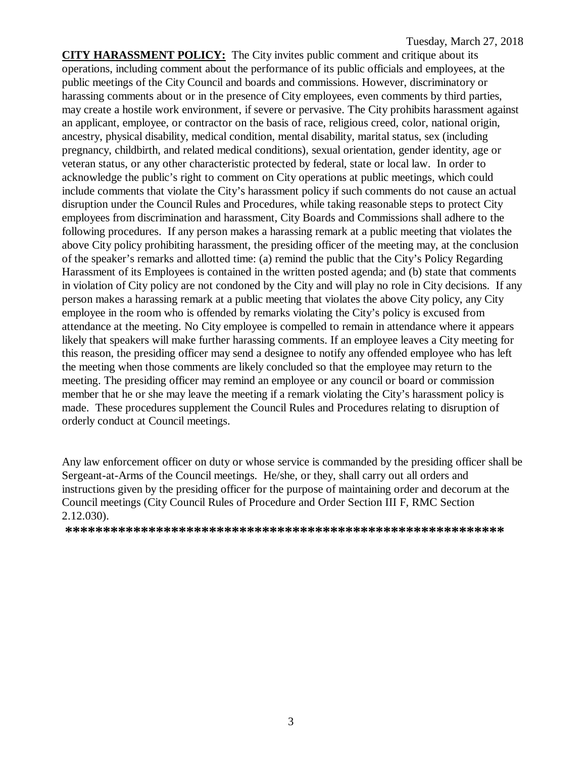**CITY HARASSMENT POLICY:** The City invites public comment and critique about its operations, including comment about the performance of its public officials and employees, at the public meetings of the City Council and boards and commissions. However, discriminatory or harassing comments about or in the presence of City employees, even comments by third parties, may create a hostile work environment, if severe or pervasive. The City prohibits harassment against an applicant, employee, or contractor on the basis of race, religious creed, color, national origin, ancestry, physical disability, medical condition, mental disability, marital status, sex (including pregnancy, childbirth, and related medical conditions), sexual orientation, gender identity, age or veteran status, or any other characteristic protected by federal, state or local law. In order to acknowledge the public's right to comment on City operations at public meetings, which could include comments that violate the City's harassment policy if such comments do not cause an actual disruption under the Council Rules and Procedures, while taking reasonable steps to protect City employees from discrimination and harassment, City Boards and Commissions shall adhere to the following procedures. If any person makes a harassing remark at a public meeting that violates the above City policy prohibiting harassment, the presiding officer of the meeting may, at the conclusion of the speaker's remarks and allotted time: (a) remind the public that the City's Policy Regarding Harassment of its Employees is contained in the written posted agenda; and (b) state that comments in violation of City policy are not condoned by the City and will play no role in City decisions. If any person makes a harassing remark at a public meeting that violates the above City policy, any City employee in the room who is offended by remarks violating the City's policy is excused from attendance at the meeting. No City employee is compelled to remain in attendance where it appears likely that speakers will make further harassing comments. If an employee leaves a City meeting for this reason, the presiding officer may send a designee to notify any offended employee who has left the meeting when those comments are likely concluded so that the employee may return to the meeting. The presiding officer may remind an employee or any council or board or commission member that he or she may leave the meeting if a remark violating the City's harassment policy is made. These procedures supplement the Council Rules and Procedures relating to disruption of orderly conduct at Council meetings.

Any law enforcement officer on duty or whose service is commanded by the presiding officer shall be Sergeant-at-Arms of the Council meetings. He/she, or they, shall carry out all orders and instructions given by the presiding officer for the purpose of maintaining order and decorum at the Council meetings (City Council Rules of Procedure and Order Section III F, RMC Section 2.12.030).

**\*\*\*\*\*\*\*\*\*\*\*\*\*\*\*\*\*\*\*\*\*\*\*\*\*\*\*\*\*\*\*\*\*\*\*\*\*\*\*\*\*\*\*\*\*\*\*\*\*\*\*\*\*\*\*\*\*\*\***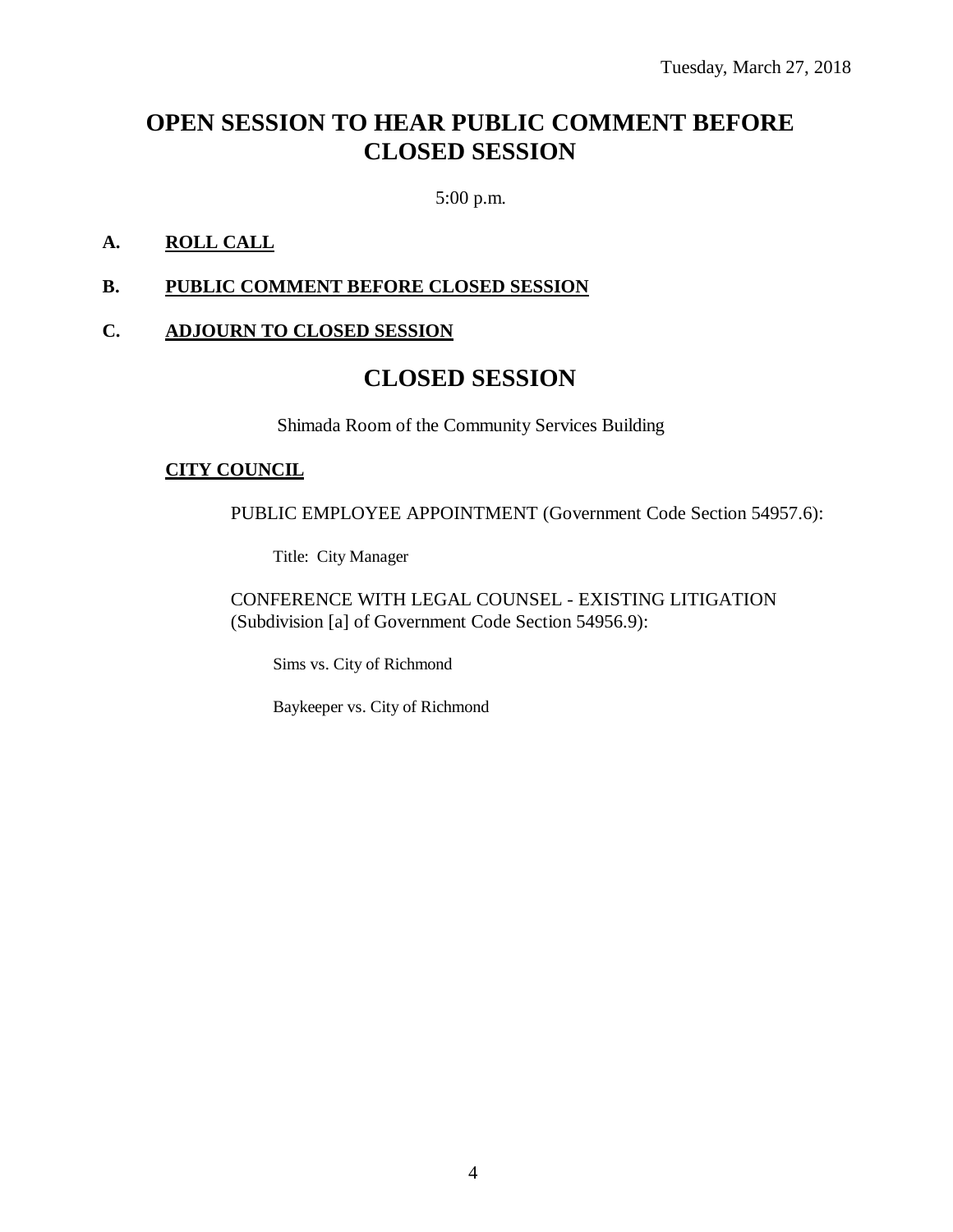Tuesday, March 27, 2018

# OPEN SESSION TO HEAR PUBLIC COMMENT BEFORE CLOSED SESSION

5:00 p.m.

**A. ROLL CALL**

**B. PUBLIC COMMENT BEFORE CLOSED SESSION**

**C. ADJOURN TO CLOSED SESSION**

# CLOSED SESSION

Shimada Room of the Community Services Building

**CITY COUNCIL**

PUBLIC EMPLOYEE APPOINTMENT (Government Code Section 54957.6):

Title: City Manager

CONFERENCE WITH LEGAL COUNSEL - EXISTING LITIGATION (Subdivision [a] of Government Code Section 54956.9):

Sims vs. City of Richmond

Baykeeper vs. City of Richmond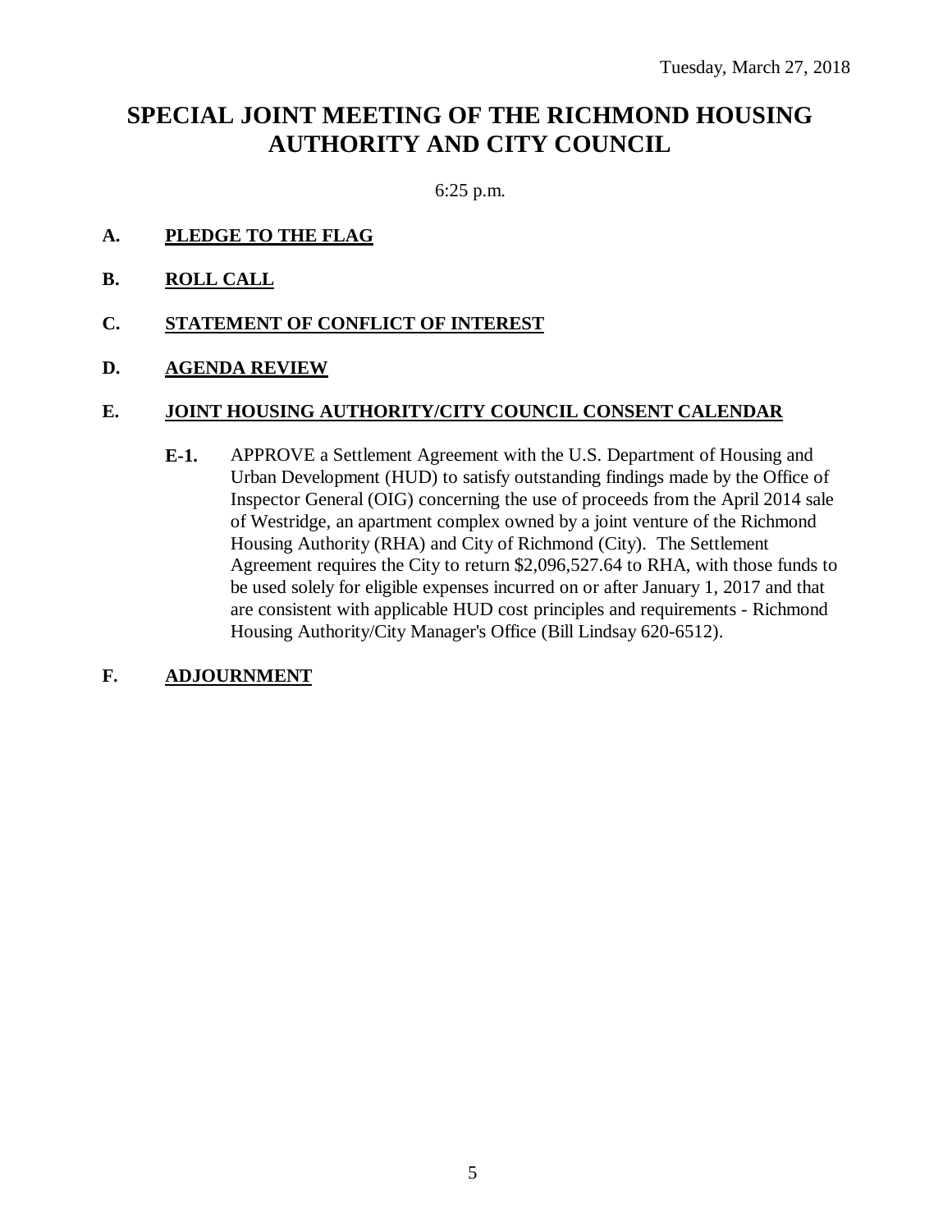Tuesday, March 27, 2018

# SPECIAL JOINT MEETING OF THE RICHMOND HOUSING AUTHORITY AND CITY COUNCIL

6:25 p.m.

**A. PLEDGE TO THE FLAG**

**B. ROLL CALL**

**C. STATEMENT OF CONFLICT OF INTEREST**

**D. AGENDA REVIEW**

**E. JOINT HOUSING AUTHORITY/CITY COUNCIL CONSENT CALENDAR**

**E-1.** APPROVE a Settlement Agreement with the U.S. Department of Housing and Urban Development (HUD) to satisfy outstanding findings made by the Office of Inspector General (OIG) concerning the use of proceeds from the April 2014 sale of Westridge, an apartment complex owned by a joint venture of the Richmond Housing Authority (RHA) and City of Richmond (City). The Settlement Agreement requires the City to return $2,096,527.64 to RHA, with those funds to be used solely for eligible expenses incurred on or after January 1, 2017 and that are consistent with applicable HUD cost principles and requirements - Richmond Housing Authority/City Manager's Office (Bill Lindsay 620-6512).

**F. ADJOURNMENT**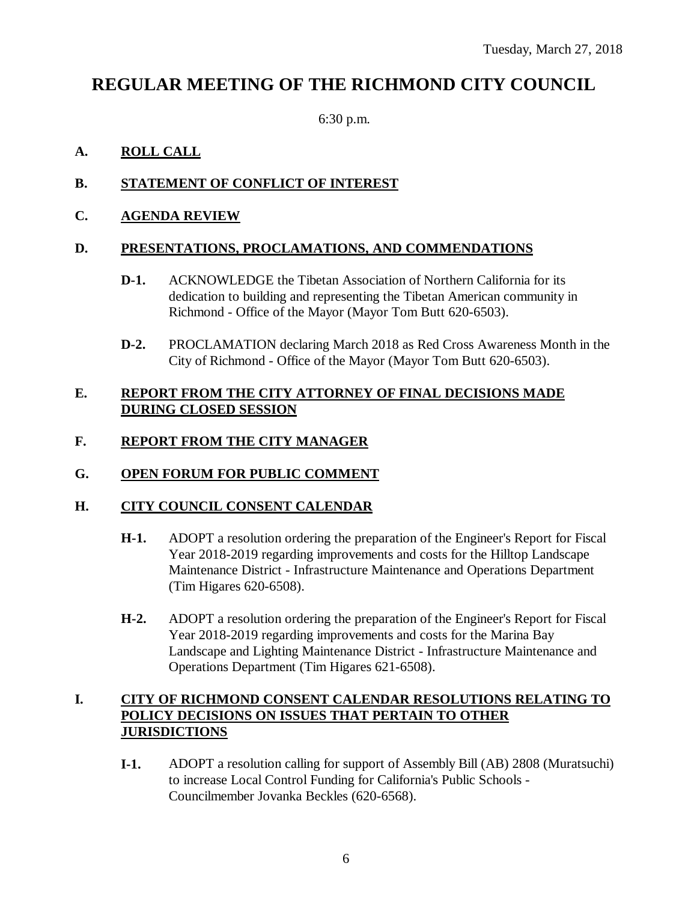Tuesday, March 27, 2018

# REGULAR MEETING OF THE RICHMOND CITY COUNCIL

6:30 p.m.

**A. ROLL CALL**

**B. STATEMENT OF CONFLICT OF INTEREST**

**C. AGENDA REVIEW**

**D. PRESENTATIONS, PROCLAMATIONS, AND COMMENDATIONS**

**D-1.** ACKNOWLEDGE the Tibetan Association of Northern California for its dedication to building and representing the Tibetan American community in Richmond - Office of the Mayor (Mayor Tom Butt 620-6503).

**D-2.** PROCLAMATION declaring March 2018 as Red Cross Awareness Month in the City of Richmond - Office of the Mayor (Mayor Tom Butt 620-6503).

**E. REPORT FROM THE CITY ATTORNEY OF FINAL DECISIONS MADE DURING CLOSED SESSION**

**F. REPORT FROM THE CITY MANAGER**

**G. OPEN FORUM FOR PUBLIC COMMENT**

**H. CITY COUNCIL CONSENT CALENDAR**

**H-1.** ADOPT a resolution ordering the preparation of the Engineer's Report for Fiscal Year 2018-2019 regarding improvements and costs for the Hilltop Landscape Maintenance District - Infrastructure Maintenance and Operations Department (Tim Higares 620-6508).

**H-2.** ADOPT a resolution ordering the preparation of the Engineer's Report for Fiscal Year 2018-2019 regarding improvements and costs for the Marina Bay Landscape and Lighting Maintenance District - Infrastructure Maintenance and Operations Department (Tim Higares 621-6508).

**I. CITY OF RICHMOND CONSENT CALENDAR RESOLUTIONS RELATING TO POLICY DECISIONS ON ISSUES THAT PERTAIN TO OTHER JURISDICTIONS**

**I-1.** ADOPT a resolution calling for support of Assembly Bill (AB) 2808 (Muratsuchi) to increase Local Control Funding for California's Public Schools - Councilmember Jovanka Beckles (620-6568).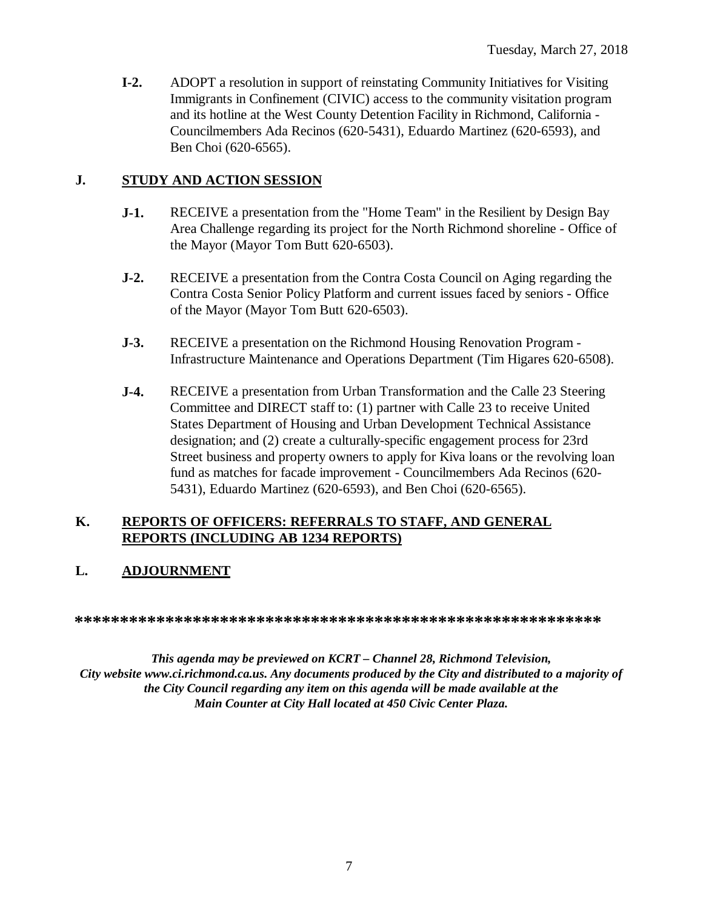**I-2.** ADOPT a resolution in support of reinstating Community Initiatives for Visiting Immigrants in Confinement (CIVIC) access to the community visitation program and its hotline at the West County Detention Facility in Richmond, California - Councilmembers Ada Recinos (620-5431), Eduardo Martinez (620-6593), and Ben Choi (620-6565).

## J. STUDY AND ACTION SESSION

**J-1.** RECEIVE a presentation from the "Home Team" in the Resilient by Design Bay Area Challenge regarding its project for the North Richmond shoreline - Office of the Mayor (Mayor Tom Butt 620-6503).

**J-2.** RECEIVE a presentation from the Contra Costa Council on Aging regarding the Contra Costa Senior Policy Platform and current issues faced by seniors - Office of the Mayor (Mayor Tom Butt 620-6503).

**J-3.** RECEIVE a presentation on the Richmond Housing Renovation Program - Infrastructure Maintenance and Operations Department (Tim Higares 620-6508).

**J-4.** RECEIVE a presentation from Urban Transformation and the Calle 23 Steering Committee and DIRECT staff to: (1) partner with Calle 23 to receive United States Department of Housing and Urban Development Technical Assistance designation; and (2) create a culturally-specific engagement process for 23rd Street business and property owners to apply for Kiva loans or the revolving loan fund as matches for facade improvement - Councilmembers Ada Recinos (620-5431), Eduardo Martinez (620-6593), and Ben Choi (620-6565).

## K. REPORTS OF OFFICERS: REFERRALS TO STAFF, AND GENERAL REPORTS (INCLUDING AB 1234 REPORTS)

## L. ADJOURNMENT

**********************************************************

***This agenda may be previewed on KCRT – Channel 28, Richmond Television, City website www.ci.richmond.ca.us. Any documents produced by the City and distributed to a majority of the City Council regarding any item on this agenda will be made available at the Main Counter at City Hall located at 450 Civic Center Plaza.***